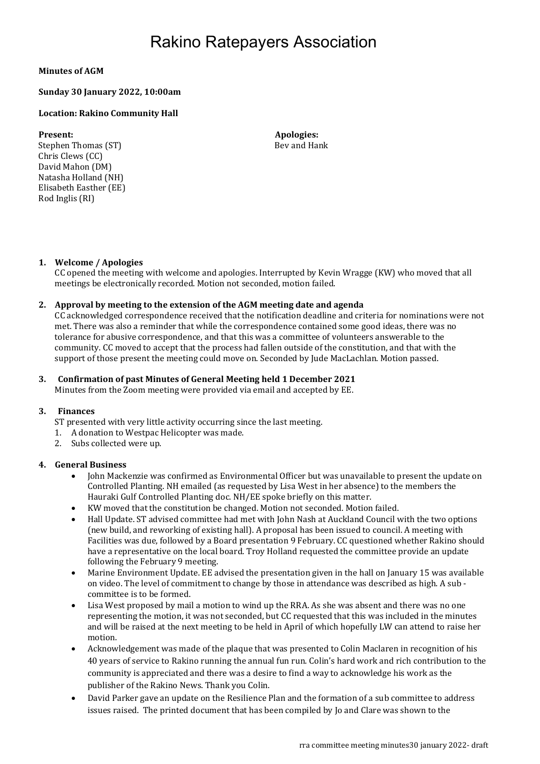# Rakino Ratepayers Association

**Minutes of AGM**

**Sunday 30 January 2022, 10:00am**

**Location: Rakino Community Hall**

**Present:**
Stephen Thomas (ST)
Chris Clews (CC)
David Mahon (DM)
Natasha Holland (NH)
Elisabeth Easther (EE)
Rod Inglis (RI)

**Apologies:**
Bev and Hank

1. **Welcome / Apologies**
   CC opened the meeting with welcome and apologies. Interrupted by Kevin Wragge (KW) who moved that all meetings be electronically recorded. Motion not seconded, motion failed.

2. **Approval by meeting to the extension of the AGM meeting date and agenda**
   CC acknowledged correspondence received that the notification deadline and criteria for nominations were not met. There was also a reminder that while the correspondence contained some good ideas, there was no tolerance for abusive correspondence, and that this was a committee of volunteers answerable to the community. CC moved to accept that the process had fallen outside of the constitution, and that with the support of those present the meeting could move on. Seconded by Jude MacLachlan. Motion passed.

3. **Confirmation of past Minutes of General Meeting held 1 December 2021**
   Minutes from the Zoom meeting were provided via email and accepted by EE.

3. **Finances**
   ST presented with very little activity occurring since the last meeting.
   1. A donation to Westpac Helicopter was made.
   2. Subs collected were up.

4. **General Business**
   - John Mackenzie was confirmed as Environmental Officer but was unavailable to present the update on Controlled Planting. NH emailed (as requested by Lisa West in her absence) to the members the Hauraki Gulf Controlled Planting doc. NH/EE spoke briefly on this matter.
   - KW moved that the constitution be changed. Motion not seconded. Motion failed.
   - Hall Update. ST advised committee had met with John Nash at Auckland Council with the two options (new build, and reworking of existing hall). A proposal has been issued to council. A meeting with Facilities was due, followed by a Board presentation 9 February. CC questioned whether Rakino should have a representative on the local board. Troy Holland requested the committee provide an update following the February 9 meeting.
   - Marine Environment Update. EE advised the presentation given in the hall on January 15 was available on video. The level of commitment to change by those in attendance was described as high. A sub - committee is to be formed.
   - Lisa West proposed by mail a motion to wind up the RRA. As she was absent and there was no one representing the motion, it was not seconded, but CC requested that this was included in the minutes and will be raised at the next meeting to be held in April of which hopefully LW can attend to raise her motion.
   - Acknowledgement was made of the plaque that was presented to Colin Maclaren in recognition of his 40 years of service to Rakino running the annual fun run. Colin's hard work and rich contribution to the community is appreciated and there was a desire to find a way to acknowledge his work as the publisher of the Rakino News. Thank you Colin.
   - David Parker gave an update on the Resilience Plan and the formation of a sub committee to address issues raised. The printed document that has been compiled by Jo and Clare was shown to the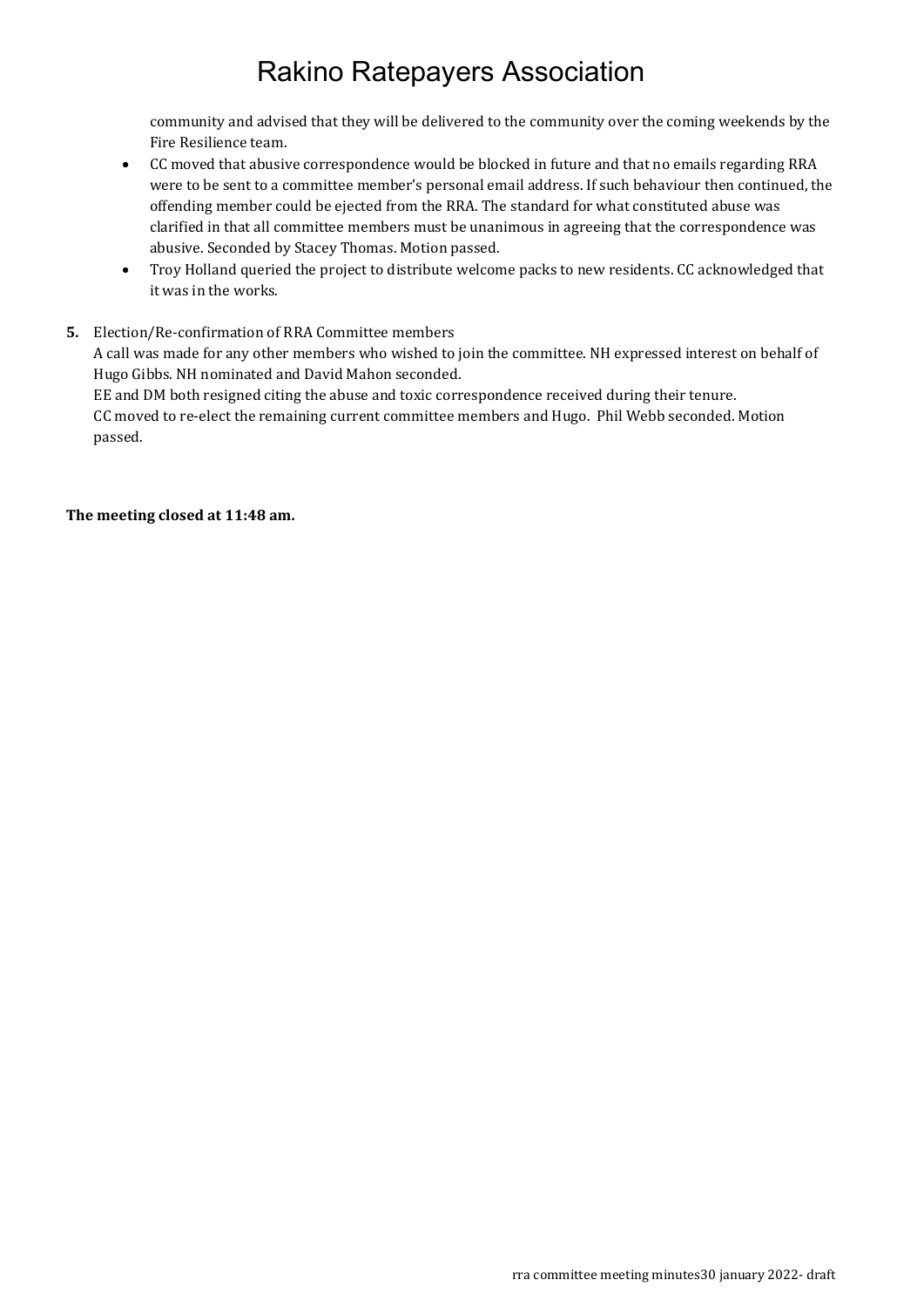community and advised that they will be delivered to the community over the coming weekends by the Fire Resilience team.

- CC moved that abusive correspondence would be blocked in future and that no emails regarding RRA were to be sent to a committee member's personal email address. If such behaviour then continued, the offending member could be ejected from the RRA. The standard for what constituted abuse was clarified in that all committee members must be unanimous in agreeing that the correspondence was abusive. Seconded by Stacey Thomas. Motion passed.
- Troy Holland queried the project to distribute welcome packs to new residents. CC acknowledged that it was in the works.

**5.** Election/Re-confirmation of RRA Committee members

A call was made for any other members who wished to join the committee. NH expressed interest on behalf of Hugo Gibbs. NH nominated and David Mahon seconded.

EE and DM both resigned citing the abuse and toxic correspondence received during their tenure.

CC moved to re-elect the remaining current committee members and Hugo. Phil Webb seconded. Motion passed.

**The meeting closed at 11:48 am.**